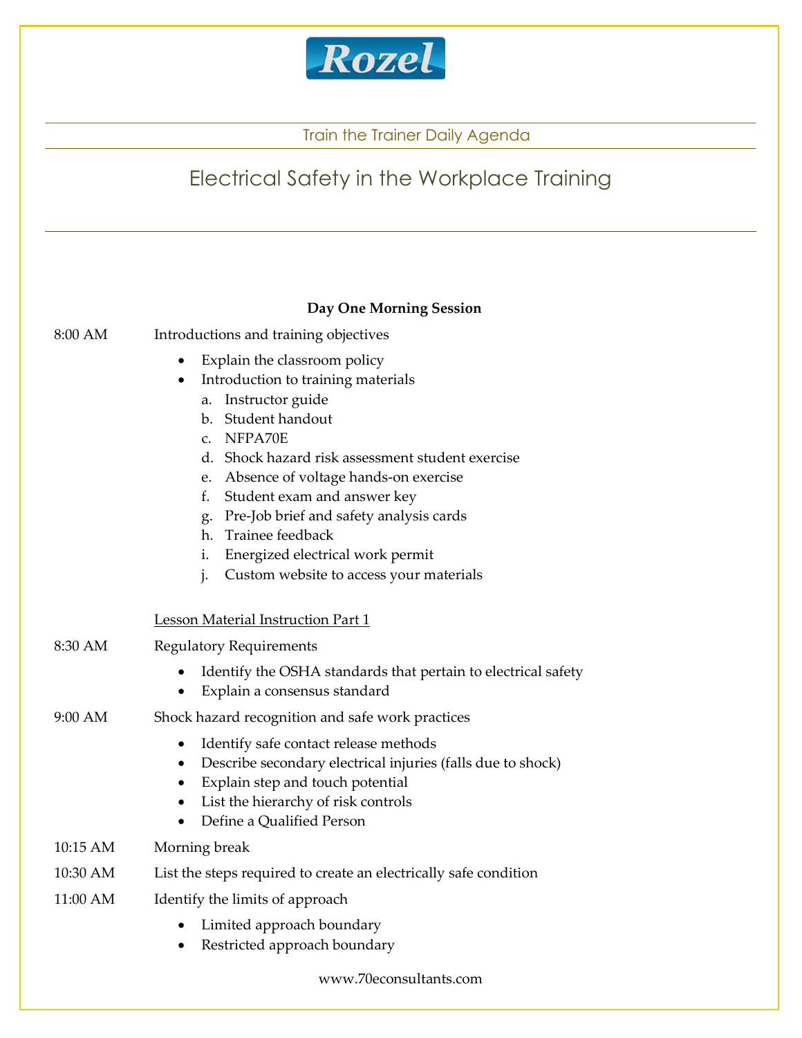Rozel

Train the Trainer Daily Agenda

# Electrical Safety in the Workplace Training

**Day One Morning Session**

8:00 AM Introductions and training objectives

- Explain the classroom policy
- Introduction to training materials
  a. Instructor guide
  b. Student handout
  c. NFPA70E
  d. Shock hazard risk assessment student exercise
  e. Absence of voltage hands-on exercise
  f. Student exam and answer key
  g. Pre-Job brief and safety analysis cards
  h. Trainee feedback
  i. Energized electrical work permit
  j. Custom website to access your materials

Lesson Material Instruction Part 1

8:30 AM Regulatory Requirements

- Identify the OSHA standards that pertain to electrical safety
- Explain a consensus standard

9:00 AM Shock hazard recognition and safe work practices

- Identify safe contact release methods
- Describe secondary electrical injuries (falls due to shock)
- Explain step and touch potential
- List the hierarchy of risk controls
- Define a Qualified Person

10:15 AM Morning break

10:30 AM List the steps required to create an electrically safe condition

11:00 AM Identify the limits of approach

- Limited approach boundary
- Restricted approach boundary

www.70econsultants.com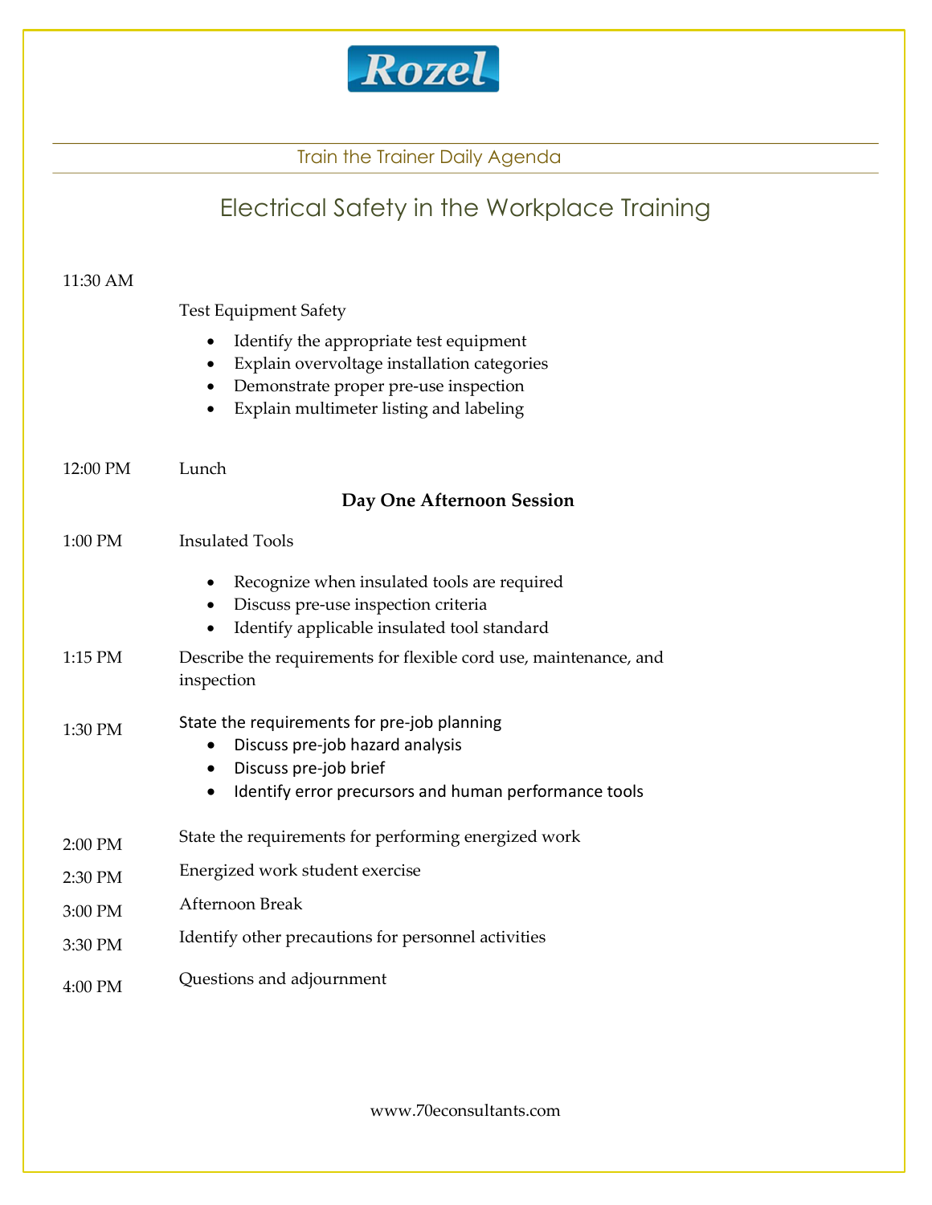Rozel

Train the Trainer Daily Agenda

# Electrical Safety in the Workplace Training

11:30 AM

Test Equipment Safety

- Identify the appropriate test equipment
- Explain overvoltage installation categories
- Demonstrate proper pre-use inspection
- Explain multimeter listing and labeling

12:00 PM Lunch

**Day One Afternoon Session**

1:00 PM Insulated Tools

- Recognize when insulated tools are required
- Discuss pre-use inspection criteria
- Identify applicable insulated tool standard

1:15 PM Describe the requirements for flexible cord use, maintenance, and inspection

1:30 PM State the requirements for pre-job planning

- Discuss pre-job hazard analysis
- Discuss pre-job brief
- Identify error precursors and human performance tools

2:00 PM State the requirements for performing energized work

2:30 PM Energized work student exercise

3:00 PM Afternoon Break

3:30 PM Identify other precautions for personnel activities

4:00 PM Questions and adjournment

www.70econsultants.com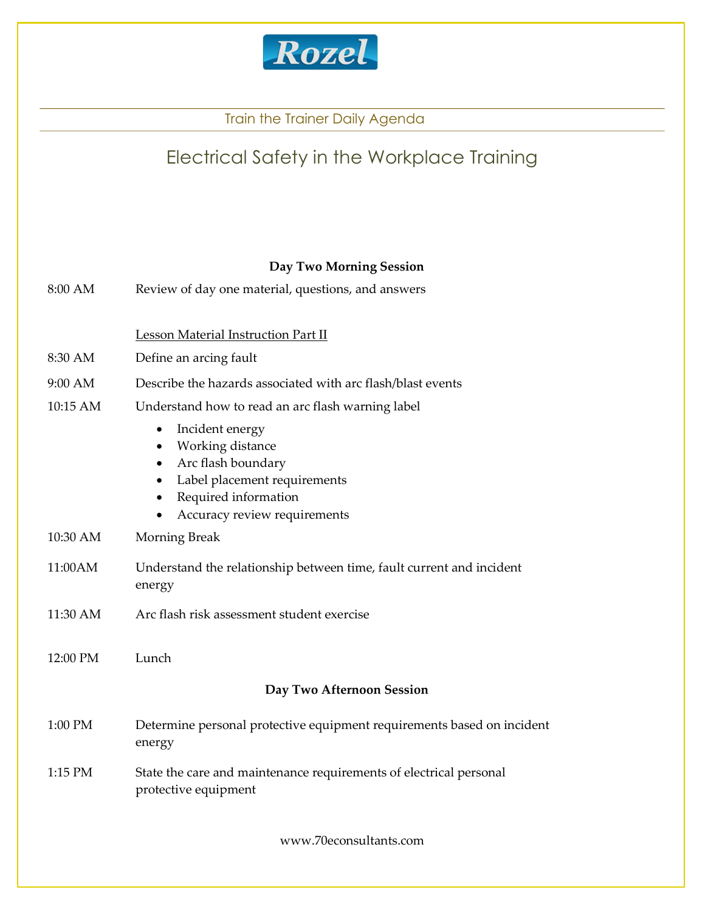Rozel

Train the Trainer Daily Agenda

# Electrical Safety in the Workplace Training

**Day Two Morning Session**

8:00 AM Review of day one material, questions, and answers

<u>Lesson Material Instruction Part II</u>

8:30 AM Define an arcing fault

9:00 AM Describe the hazards associated with arc flash/blast events

10:15 AM Understand how to read an arc flash warning label

- Incident energy
- Working distance
- Arc flash boundary
- Label placement requirements
- Required information
- Accuracy review requirements

10:30 AM Morning Break

11:00AM Understand the relationship between time, fault current and incident energy

11:30 AM Arc flash risk assessment student exercise

12:00 PM Lunch

**Day Two Afternoon Session**

1:00 PM Determine personal protective equipment requirements based on incident energy

1:15 PM State the care and maintenance requirements of electrical personal protective equipment

www.70econsultants.com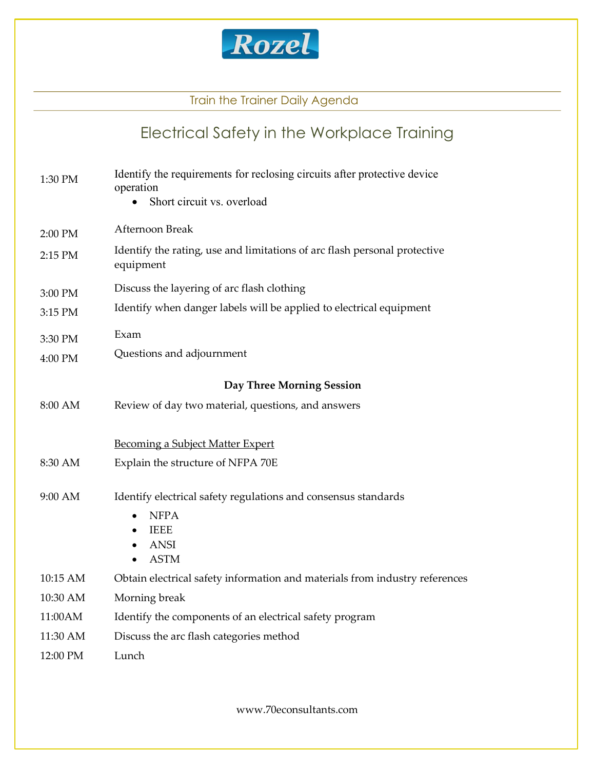Rozel

Train the Trainer Daily Agenda

# Electrical Safety in the Workplace Training

| | |
|---|---|
| 1:30 PM | Identify the requirements for reclosing circuits after protective device operation<br>• Short circuit vs. overload |
| 2:00 PM | Afternoon Break |
| 2:15 PM | Identify the rating, use and limitations of arc flash personal protective equipment |
| 3:00 PM | Discuss the layering of arc flash clothing |
| 3:15 PM | Identify when danger labels will be applied to electrical equipment |
| 3:30 PM | Exam |
| 4:00 PM | Questions and adjournment |

**Day Three Morning Session**

| | |
|---|---|
| 8:00 AM | Review of day two material, questions, and answers |
| | Becoming a Subject Matter Expert |
| 8:30 AM | Explain the structure of NFPA 70E |
| 9:00 AM | Identify electrical safety regulations and consensus standards<br>• NFPA<br>• IEEE<br>• ANSI<br>• ASTM |
| 10:15 AM | Obtain electrical safety information and materials from industry references |
| 10:30 AM | Morning break |
| 11:00AM | Identify the components of an electrical safety program |
| 11:30 AM | Discuss the arc flash categories method |
| 12:00 PM | Lunch |

www.70econsultants.com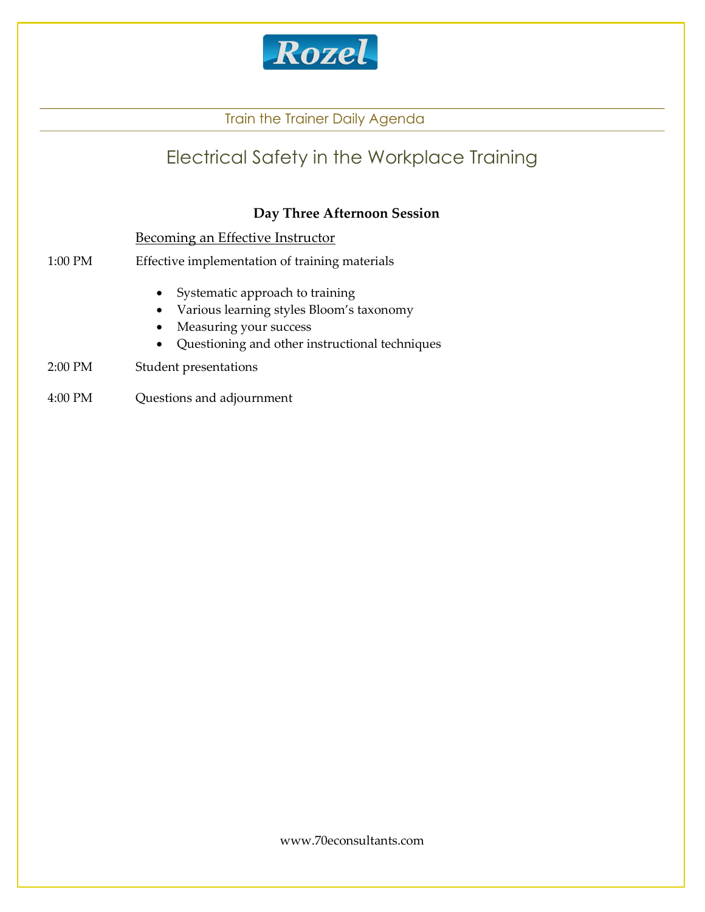Rozel

Train the Trainer Daily Agenda

# Electrical Safety in the Workplace Training

## Day Three Afternoon Session

Becoming an Effective Instructor

1:00 PM Effective implementation of training materials

- Systematic approach to training
- Various learning styles Bloom's taxonomy
- Measuring your success
- Questioning and other instructional techniques

2:00 PM Student presentations

4:00 PM Questions and adjournment

www.70econsultants.com